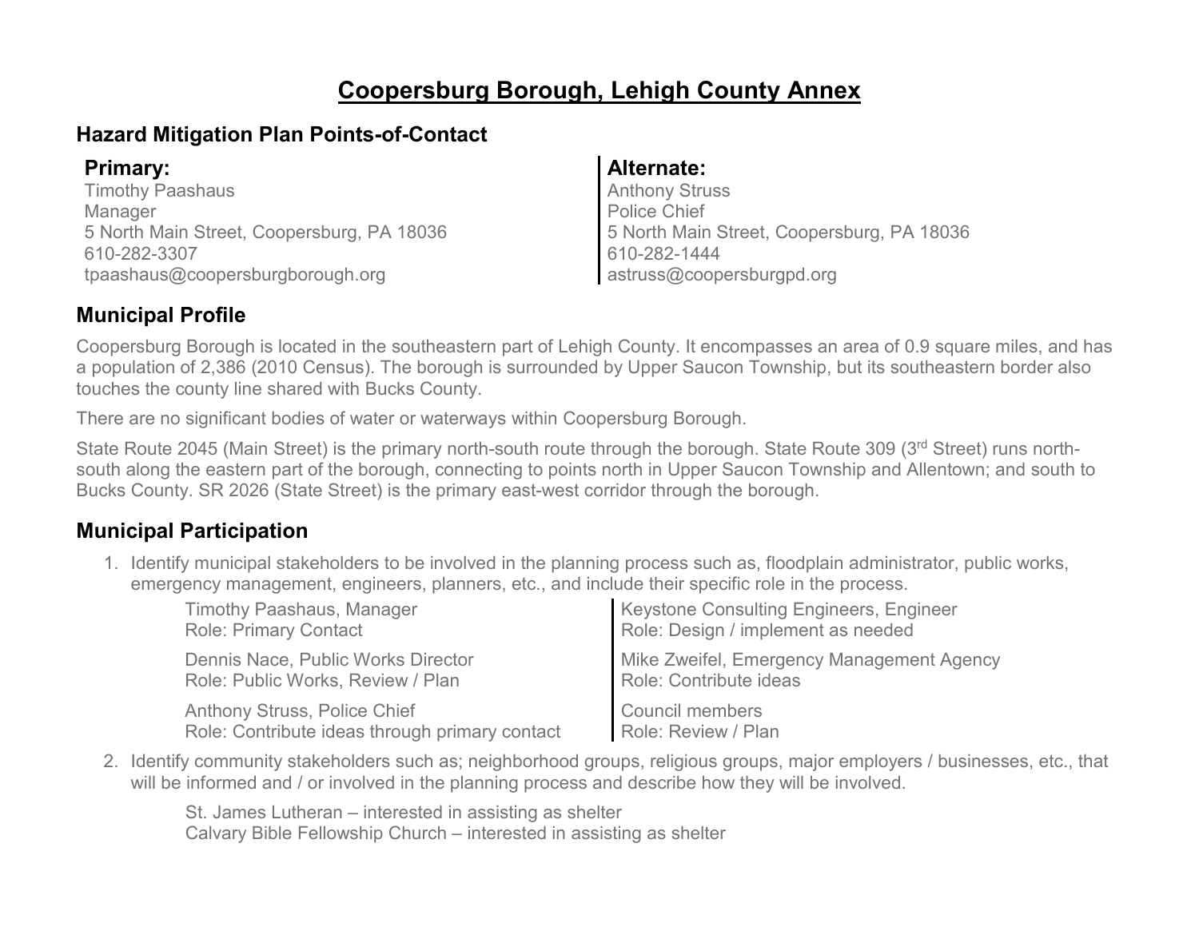# Coopersburg Borough, Lehigh County Annex

## Hazard Mitigation Plan Points-of-Contact

**Primary:**
Timothy Paashaus
Manager
5 North Main Street, Coopersburg, PA 18036
610-282-3307
tpaashaus@coopersburgborough.org

**Alternate:**
Anthony Struss
Police Chief
5 North Main Street, Coopersburg, PA 18036
610-282-1444
astruss@coopersburgpd.org

## Municipal Profile

Coopersburg Borough is located in the southeastern part of Lehigh County. It encompasses an area of 0.9 square miles, and has a population of 2,386 (2010 Census). The borough is surrounded by Upper Saucon Township, but its southeastern border also touches the county line shared with Bucks County.

There are no significant bodies of water or waterways within Coopersburg Borough.

State Route 2045 (Main Street) is the primary north-south route through the borough. State Route 309 (3rd Street) runs north-south along the eastern part of the borough, connecting to points north in Upper Saucon Township and Allentown; and south to Bucks County. SR 2026 (State Street) is the primary east-west corridor through the borough.

## Municipal Participation

1. Identify municipal stakeholders to be involved in the planning process such as, floodplain administrator, public works, emergency management, engineers, planners, etc., and include their specific role in the process.

   Timothy Paashaus, Manager
   Role: Primary Contact

   Dennis Nace, Public Works Director
   Role: Public Works, Review / Plan

   Anthony Struss, Police Chief
   Role: Contribute ideas through primary contact

   Keystone Consulting Engineers, Engineer
   Role: Design / implement as needed

   Mike Zweifel, Emergency Management Agency
   Role: Contribute ideas

   Council members
   Role: Review / Plan

2. Identify community stakeholders such as; neighborhood groups, religious groups, major employers / businesses, etc., that will be informed and / or involved in the planning process and describe how they will be involved.

   St. James Lutheran – interested in assisting as shelter
   Calvary Bible Fellowship Church – interested in assisting as shelter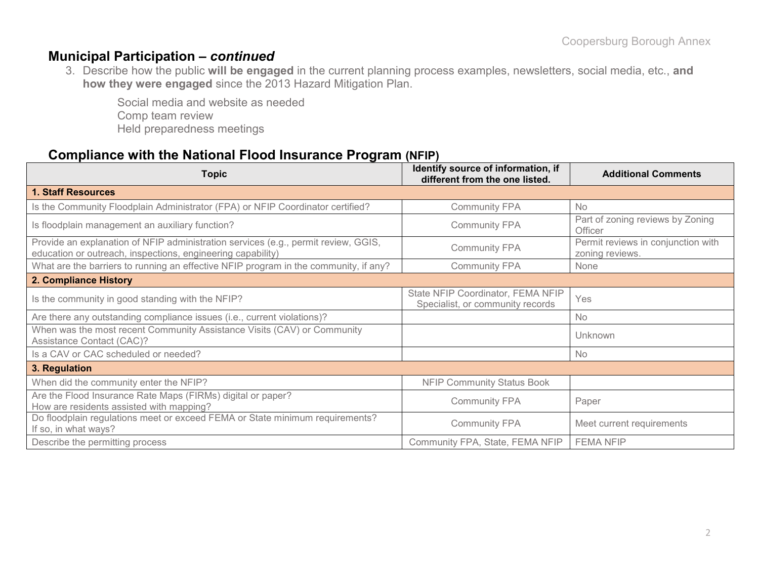## Municipal Participation – *continued*

3. Describe how the public **will be engaged** in the current planning process examples, newsletters, social media, etc., **and how they were engaged** since the 2013 Hazard Mitigation Plan.

   Social media and website as needed
   Comp team review
   Held preparedness meetings

## Compliance with the National Flood Insurance Program (NFIP)

| Topic | Identify source of information, if different from the one listed. | Additional Comments |
|---|---|---|
| **1. Staff Resources** | | |
| Is the Community Floodplain Administrator (FPA) or NFIP Coordinator certified? | Community FPA | No |
| Is floodplain management an auxiliary function? | Community FPA | Part of zoning reviews by Zoning Officer |
| Provide an explanation of NFIP administration services (e.g., permit review, GGIS, education or outreach, inspections, engineering capability) | Community FPA | Permit reviews in conjunction with zoning reviews. |
| What are the barriers to running an effective NFIP program in the community, if any? | Community FPA | None |
| **2. Compliance History** | | |
| Is the community in good standing with the NFIP? | State NFIP Coordinator, FEMA NFIP Specialist, or community records | Yes |
| Are there any outstanding compliance issues (i.e., current violations)? | | No |
| When was the most recent Community Assistance Visits (CAV) or Community Assistance Contact (CAC)? | | Unknown |
| Is a CAV or CAC scheduled or needed? | | No |
| **3. Regulation** | | |
| When did the community enter the NFIP? | NFIP Community Status Book | |
| Are the Flood Insurance Rate Maps (FIRMs) digital or paper? How are residents assisted with mapping? | Community FPA | Paper |
| Do floodplain regulations meet or exceed FEMA or State minimum requirements? If so, in what ways? | Community FPA | Meet current requirements |
| Describe the permitting process | Community FPA, State, FEMA NFIP | FEMA NFIP |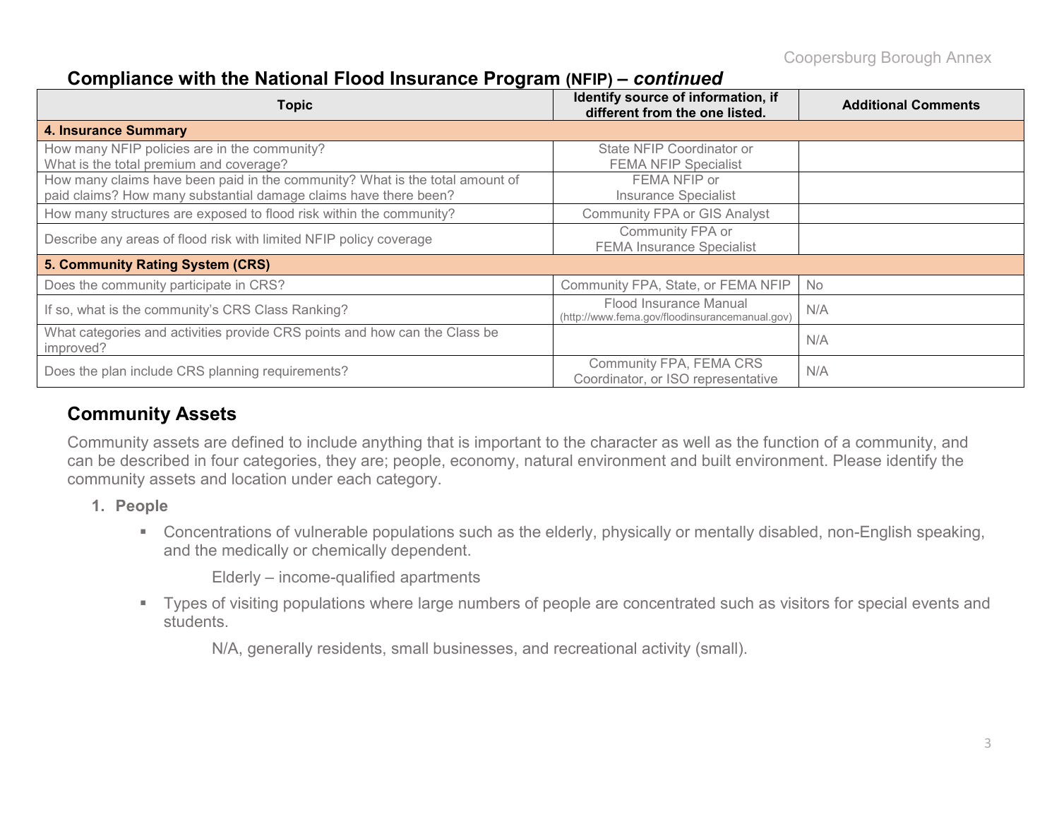## Compliance with the National Flood Insurance Program (NFIP) – *continued*

| Topic | Identify source of information, if different from the one listed. | Additional Comments |
|---|---|---|
| **4. Insurance Summary** | | |
| How many NFIP policies are in the community? What is the total premium and coverage? | State NFIP Coordinator or FEMA NFIP Specialist | |
| How many claims have been paid in the community? What is the total amount of paid claims? How many substantial damage claims have there been? | FEMA NFIP or Insurance Specialist | |
| How many structures are exposed to flood risk within the community? | Community FPA or GIS Analyst | |
| Describe any areas of flood risk with limited NFIP policy coverage | Community FPA or FEMA Insurance Specialist | |
| **5. Community Rating System (CRS)** | | |
| Does the community participate in CRS? | Community FPA, State, or FEMA NFIP | No |
| If so, what is the community's CRS Class Ranking? | Flood Insurance Manual (http://www.fema.gov/floodinsurancemanual.gov) | N/A |
| What categories and activities provide CRS points and how can the Class be improved? | | N/A |
| Does the plan include CRS planning requirements? | Community FPA, FEMA CRS Coordinator, or ISO representative | N/A |

## Community Assets

Community assets are defined to include anything that is important to the character as well as the function of a community, and can be described in four categories, they are; people, economy, natural environment and built environment. Please identify the community assets and location under each category.

1. **People**
   - Concentrations of vulnerable populations such as the elderly, physically or mentally disabled, non-English speaking, and the medically or chemically dependent.

     Elderly – income-qualified apartments

   - Types of visiting populations where large numbers of people are concentrated such as visitors for special events and students.

     N/A, generally residents, small businesses, and recreational activity (small).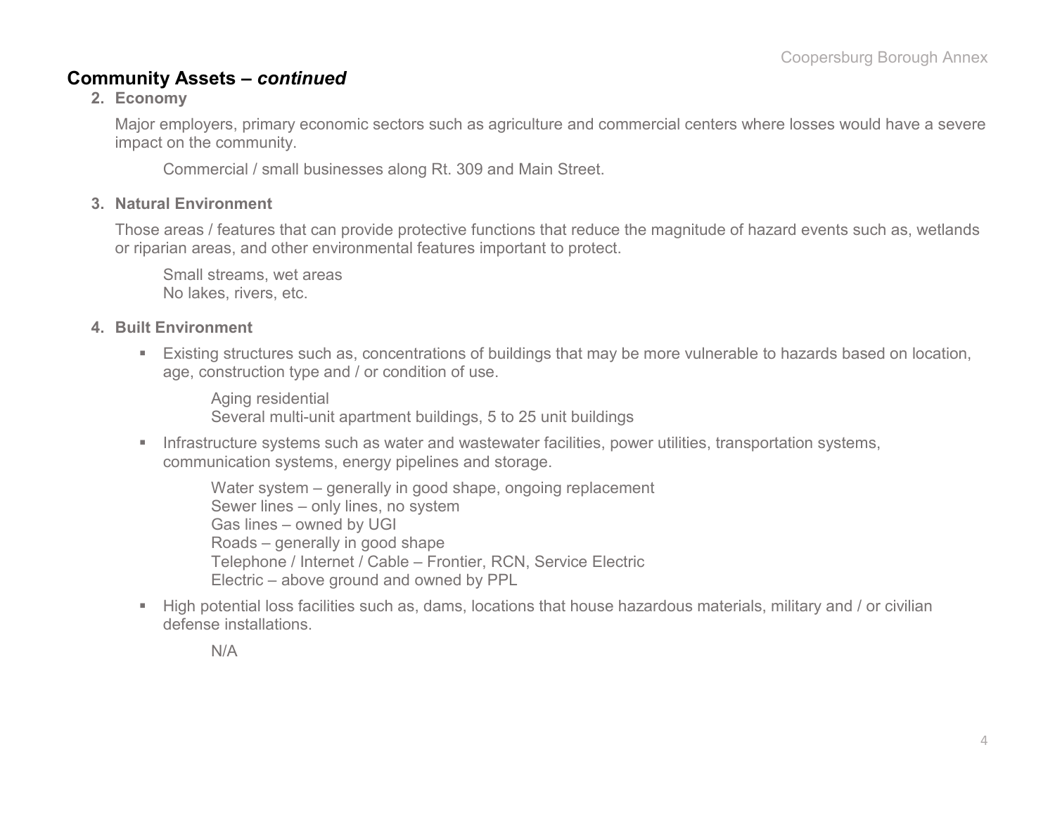## Community Assets – *continued*

**2. Economy**

Major employers, primary economic sectors such as agriculture and commercial centers where losses would have a severe impact on the community.

Commercial / small businesses along Rt. 309 and Main Street.

**3. Natural Environment**

Those areas / features that can provide protective functions that reduce the magnitude of hazard events such as, wetlands or riparian areas, and other environmental features important to protect.

Small streams, wet areas
No lakes, rivers, etc.

**4. Built Environment**

- Existing structures such as, concentrations of buildings that may be more vulnerable to hazards based on location, age, construction type and / or condition of use.

  Aging residential
  Several multi-unit apartment buildings, 5 to 25 unit buildings

- Infrastructure systems such as water and wastewater facilities, power utilities, transportation systems, communication systems, energy pipelines and storage.

  Water system – generally in good shape, ongoing replacement
  Sewer lines – only lines, no system
  Gas lines – owned by UGI
  Roads – generally in good shape
  Telephone / Internet / Cable – Frontier, RCN, Service Electric
  Electric – above ground and owned by PPL

- High potential loss facilities such as, dams, locations that house hazardous materials, military and / or civilian defense installations.

  N/A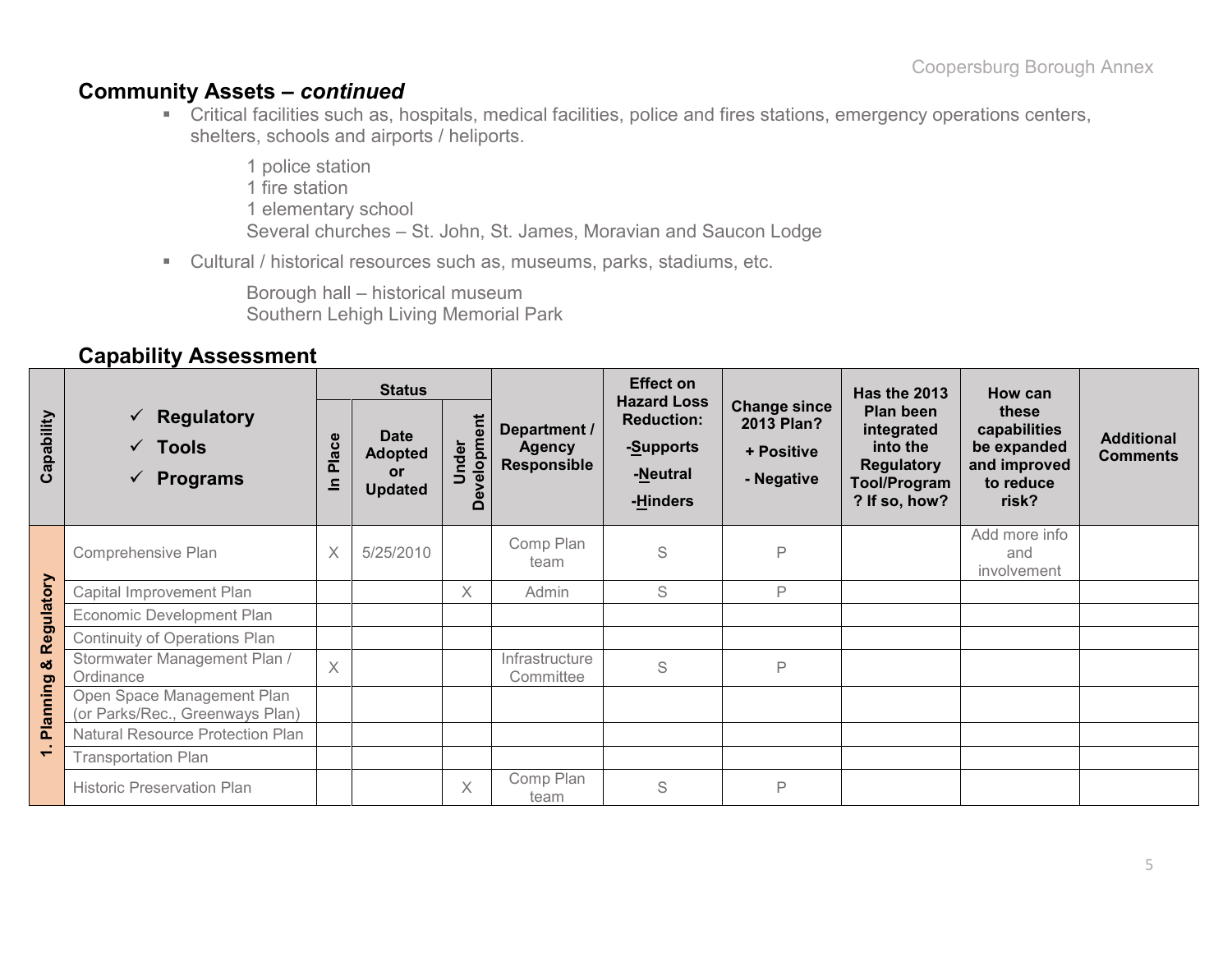## Community Assets – *continued*

- Critical facilities such as, hospitals, medical facilities, police and fires stations, emergency operations centers, shelters, schools and airports / heliports.

  1 police station
  1 fire station
  1 elementary school
  Several churches – St. John, St. James, Moravian and Saucon Lodge

- Cultural / historical resources such as, museums, parks, stadiums, etc.

  Borough hall – historical museum
  Southern Lehigh Living Memorial Park

## Capability Assessment

| Capability | ✓ Regulatory ✓ Tools ✓ Programs | Status | | | Department / Agency Responsible | Effect on Hazard Loss Reduction: -Supports -Neutral -Hinders | Change since 2013 Plan? + Positive - Negative | Has the 2013 Plan been integrated into the Regulatory Tool/Program? If so, how? | How can these capabilities be expanded and improved to reduce risk? | Additional Comments |
|---|---|---|---|---|---|---|---|---|---|---|
| | | In Place | Date Adopted or Updated | Under Development | | | | | | |
| 1. Planning & Regulatory | Comprehensive Plan | X | 5/25/2010 | | Comp Plan team | S | P | | Add more info and involvement | |
| | Capital Improvement Plan | | | X | Admin | S | P | | | |
| | Economic Development Plan | | | | | | | | | |
| | Continuity of Operations Plan | | | | | | | | | |
| | Stormwater Management Plan / Ordinance | X | | | Infrastructure Committee | S | P | | | |
| | Open Space Management Plan (or Parks/Rec., Greenways Plan) | | | | | | | | | |
| | Natural Resource Protection Plan | | | | | | | | | |
| | Transportation Plan | | | | | | | | | |
| | Historic Preservation Plan | | | X | Comp Plan team | S | P | | | |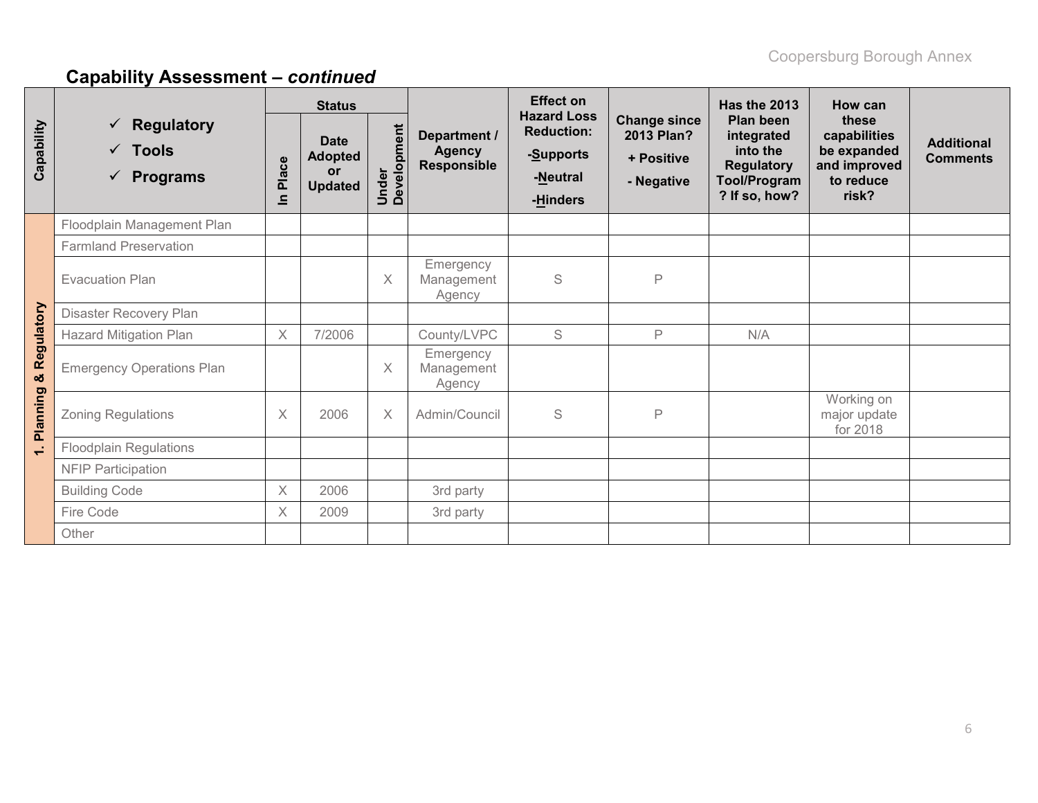## Capability Assessment – *continued*

| Capability | ✓ Regulatory<br>✓ Tools<br>✓ Programs | Status | | | Department / Agency Responsible | Effect on Hazard Loss Reduction:<br>-Supports<br>-Neutral<br>-Hinders | Change since 2013 Plan?<br>+ Positive<br>- Negative | Has the 2013 Plan been integrated into the Regulatory Tool/Program? If so, how? | How can these capabilities be expanded and improved to reduce risk? | Additional Comments |
|---|---|---|---|---|---|---|---|---|---|---|
| | | In Place | Date Adopted or Updated | Under Development | | | | | | |
| 1. Planning & Regulatory | Floodplain Management Plan | | | | | | | | | |
| | Farmland Preservation | | | | | | | | | |
| | Evacuation Plan | | | X | Emergency Management Agency | S | P | | | |
| | Disaster Recovery Plan | | | | | | | | | |
| | Hazard Mitigation Plan | X | 7/2006 | | County/LVPC | S | P | N/A | | |
| | Emergency Operations Plan | | | X | Emergency Management Agency | | | | | |
| | Zoning Regulations | X | 2006 | X | Admin/Council | S | P | | Working on major update for 2018 | |
| | Floodplain Regulations | | | | | | | | | |
| | NFIP Participation | | | | | | | | | |
| | Building Code | X | 2006 | | 3rd party | | | | | |
| | Fire Code | X | 2009 | | 3rd party | | | | | |
| | Other | | | | | | | | | |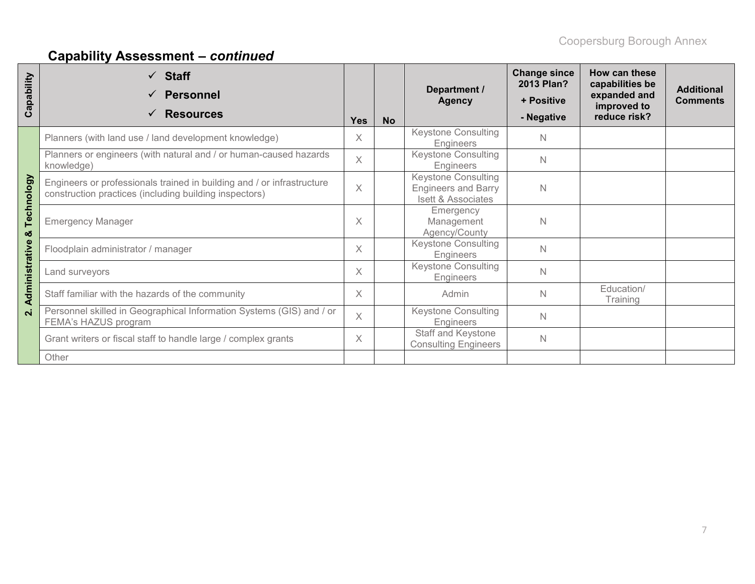## Capability Assessment – *continued*

| Capability | ✓ Staff ✓ Personnel ✓ Resources | Yes | No | Department / Agency | Change since 2013 Plan? + Positive - Negative | How can these capabilities be expanded and improved to reduce risk? | Additional Comments |
|---|---|---|---|---|---|---|---|
| 2. Administrative & Technology | Planners (with land use / land development knowledge) | X | | Keystone Consulting Engineers | N | | |
| | Planners or engineers (with natural and / or human-caused hazards knowledge) | X | | Keystone Consulting Engineers | N | | |
| | Engineers or professionals trained in building and / or infrastructure construction practices (including building inspectors) | X | | Keystone Consulting Engineers and Barry Isett & Associates | N | | |
| | Emergency Manager | X | | Emergency Management Agency/County | N | | |
| | Floodplain administrator / manager | X | | Keystone Consulting Engineers | N | | |
| | Land surveyors | X | | Keystone Consulting Engineers | N | | |
| | Staff familiar with the hazards of the community | X | | Admin | N | Education/ Training | |
| | Personnel skilled in Geographical Information Systems (GIS) and / or FEMA's HAZUS program | X | | Keystone Consulting Engineers | N | | |
| | Grant writers or fiscal staff to handle large / complex grants | X | | Staff and Keystone Consulting Engineers | N | | |
| | Other | | | | | | |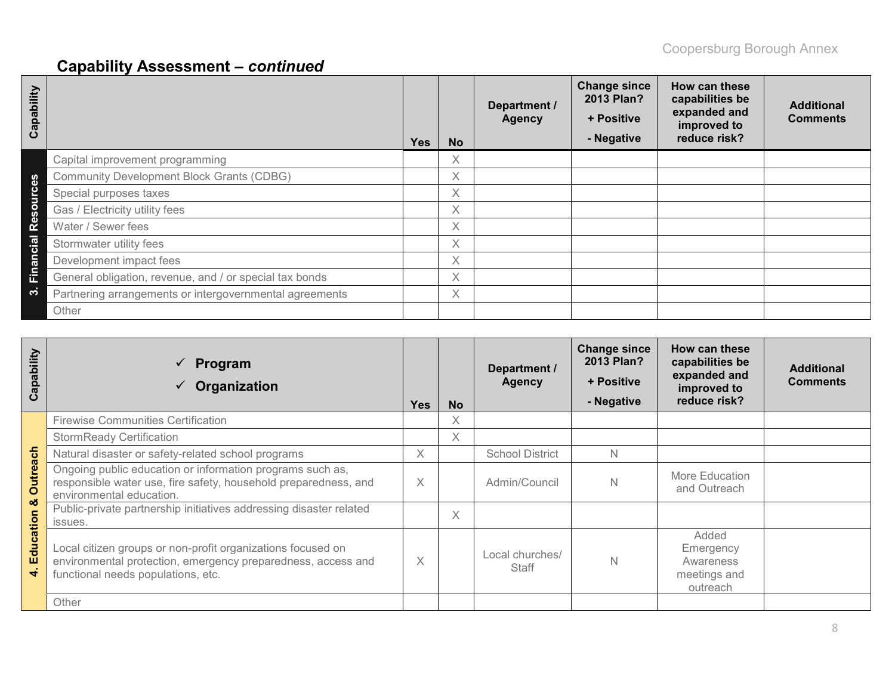## Capability Assessment – *continued*

| Capability | | Yes | No | Department / Agency | Change since 2013 Plan? + Positive - Negative | How can these capabilities be expanded and improved to reduce risk? | Additional Comments |
|---|---|---|---|---|---|---|---|
| 3. Financial Resources | Capital improvement programming | | X | | | | |
| | Community Development Block Grants (CDBG) | | X | | | | |
| | Special purposes taxes | | X | | | | |
| | Gas / Electricity utility fees | | X | | | | |
| | Water / Sewer fees | | X | | | | |
| | Stormwater utility fees | | X | | | | |
| | Development impact fees | | X | | | | |
| | General obligation, revenue, and / or special tax bonds | | X | | | | |
| | Partnering arrangements or intergovernmental agreements | | X | | | | |
| | Other | | | | | | |

| Capability | ✓ Program ✓ Organization | Yes | No | Department / Agency | Change since 2013 Plan? + Positive - Negative | How can these capabilities be expanded and improved to reduce risk? | Additional Comments |
|---|---|---|---|---|---|---|---|
| 4. Education & Outreach | Firewise Communities Certification | | X | | | | |
| | StormReady Certification | | X | | | | |
| | Natural disaster or safety-related school programs | X | | School District | N | | |
| | Ongoing public education or information programs such as, responsible water use, fire safety, household preparedness, and environmental education. | X | | Admin/Council | N | More Education and Outreach | |
| | Public-private partnership initiatives addressing disaster related issues. | | X | | | | |
| | Local citizen groups or non-profit organizations focused on environmental protection, emergency preparedness, access and functional needs populations, etc. | X | | Local churches/ Staff | N | Added Emergency Awareness meetings and outreach | |
| | Other | | | | | | |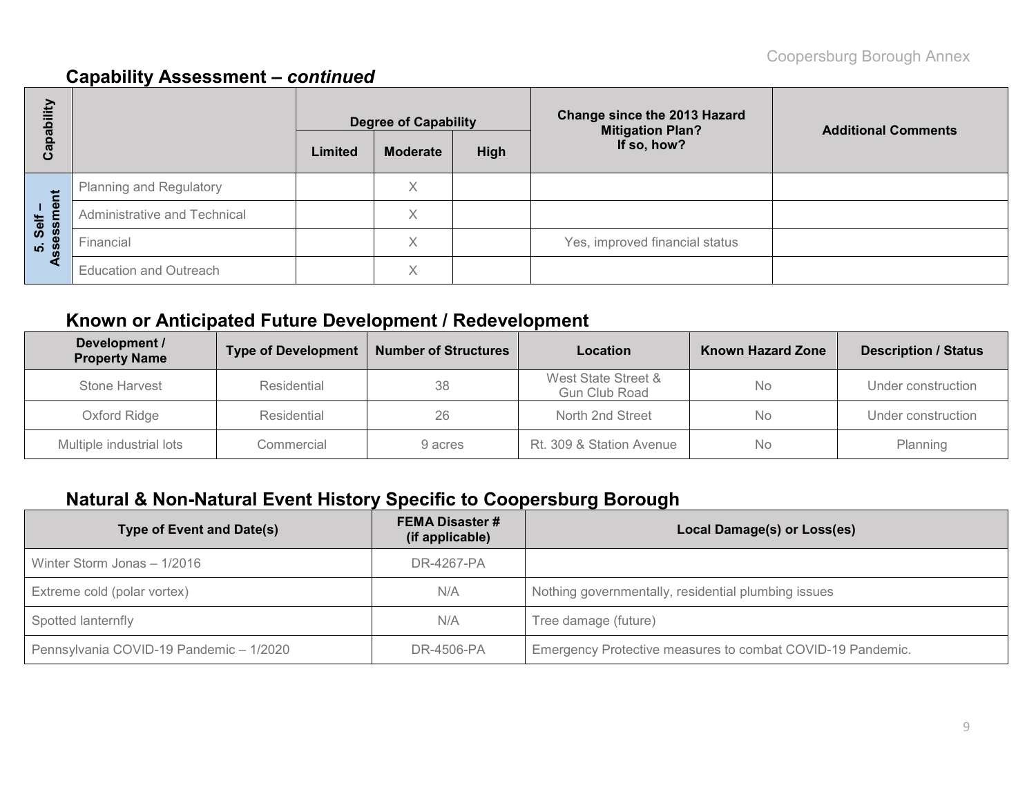## Capability Assessment – *continued*

| Capability | | Degree of Capability | | | Change since the 2013 Hazard Mitigation Plan? If so, how? | Additional Comments |
|---|---|---|---|---|---|---|
| | | Limited | Moderate | High | | |
| 5. Self – Assessment | Planning and Regulatory | | X | | | |
| | Administrative and Technical | | X | | | |
| | Financial | | X | | Yes, improved financial status | |
| | Education and Outreach | | X | | | |

## Known or Anticipated Future Development / Redevelopment

| Development / Property Name | Type of Development | Number of Structures | Location | Known Hazard Zone | Description / Status |
|---|---|---|---|---|---|
| Stone Harvest | Residential | 38 | West State Street & Gun Club Road | No | Under construction |
| Oxford Ridge | Residential | 26 | North 2nd Street | No | Under construction |
| Multiple industrial lots | Commercial | 9 acres | Rt. 309 & Station Avenue | No | Planning |

## Natural & Non-Natural Event History Specific to Coopersburg Borough

| Type of Event and Date(s) | FEMA Disaster # (if applicable) | Local Damage(s) or Loss(es) |
|---|---|---|
| Winter Storm Jonas – 1/2016 | DR-4267-PA | |
| Extreme cold (polar vortex) | N/A | Nothing governmentally, residential plumbing issues |
| Spotted lanternfly | N/A | Tree damage (future) |
| Pennsylvania COVID-19 Pandemic – 1/2020 | DR-4506-PA | Emergency Protective measures to combat COVID-19 Pandemic. |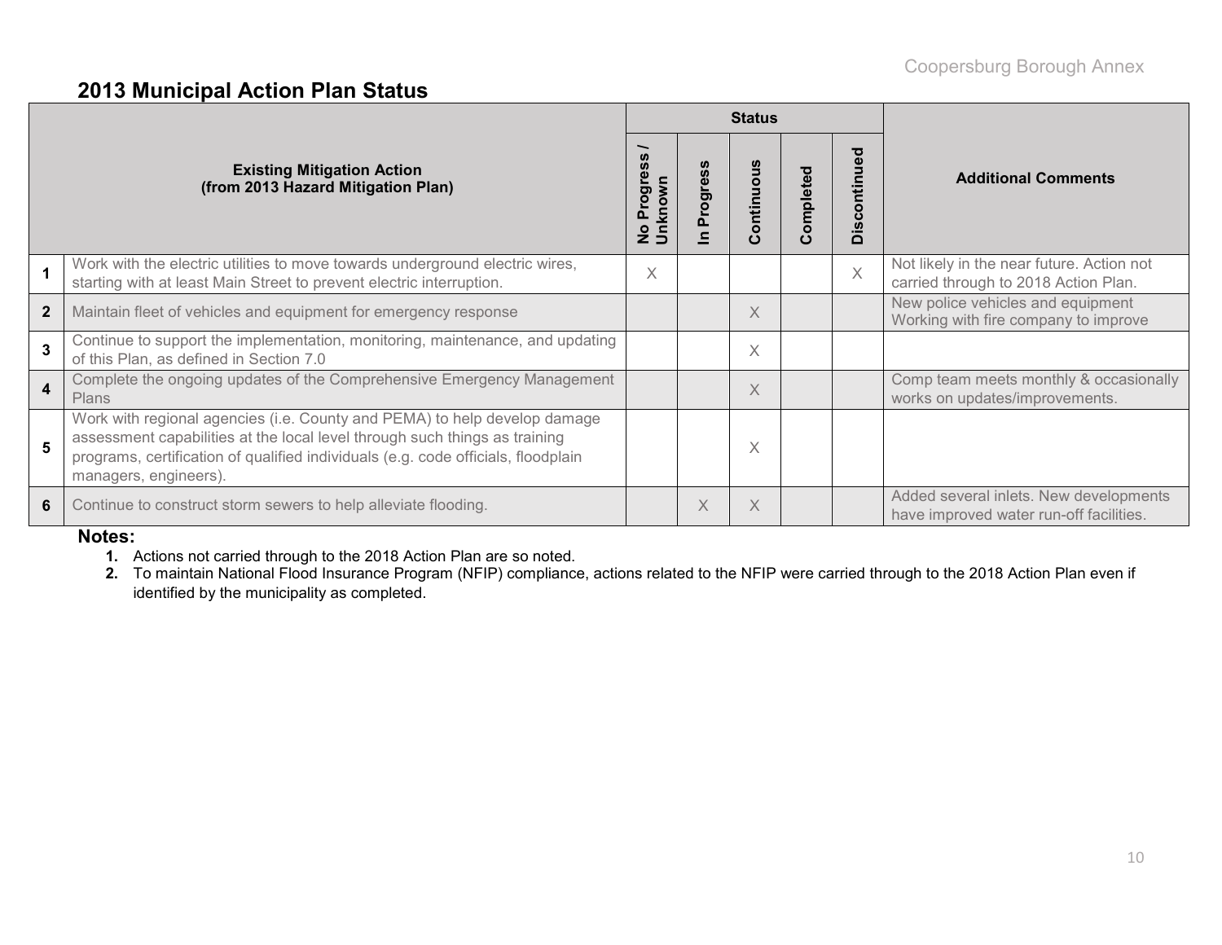## 2013 Municipal Action Plan Status

| | Existing Mitigation Action (from 2013 Hazard Mitigation Plan) | Status | | | | | Additional Comments |
|---|---|---|---|---|---|---|---|
| | | No Progress / Unknown | In Progress | Continuous | Completed | Discontinued | |
| 1 | Work with the electric utilities to move towards underground electric wires, starting with at least Main Street to prevent electric interruption. | X | | | | X | Not likely in the near future. Action not carried through to 2018 Action Plan. |
| 2 | Maintain fleet of vehicles and equipment for emergency response | | | X | | | New police vehicles and equipment Working with fire company to improve |
| 3 | Continue to support the implementation, monitoring, maintenance, and updating of this Plan, as defined in Section 7.0 | | | X | | | |
| 4 | Complete the ongoing updates of the Comprehensive Emergency Management Plans | | | X | | | Comp team meets monthly & occasionally works on updates/improvements. |
| 5 | Work with regional agencies (i.e. County and PEMA) to help develop damage assessment capabilities at the local level through such things as training programs, certification of qualified individuals (e.g. code officials, floodplain managers, engineers). | | | X | | | |
| 6 | Continue to construct storm sewers to help alleviate flooding. | | X | X | | | Added several inlets. New developments have improved water run-off facilities. |

**Notes:**

1. Actions not carried through to the 2018 Action Plan are so noted.
2. To maintain National Flood Insurance Program (NFIP) compliance, actions related to the NFIP were carried through to the 2018 Action Plan even if identified by the municipality as completed.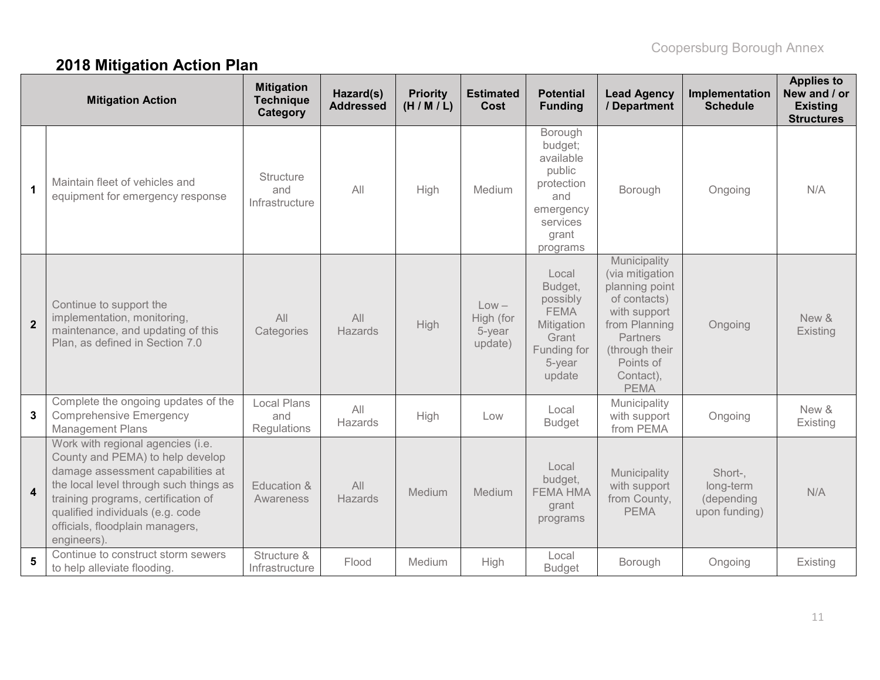## 2018 Mitigation Action Plan

| | Mitigation Action | Mitigation Technique Category | Hazard(s) Addressed | Priority (H / M / L) | Estimated Cost | Potential Funding | Lead Agency / Department | Implementation Schedule | Applies to New and / or Existing Structures |
|---|---|---|---|---|---|---|---|---|---|
| 1 | Maintain fleet of vehicles and equipment for emergency response | Structure and Infrastructure | All | High | Medium | Borough budget; available public protection and emergency services grant programs | Borough | Ongoing | N/A |
| 2 | Continue to support the implementation, monitoring, maintenance, and updating of this Plan, as defined in Section 7.0 | All Categories | All Hazards | High | Low – High (for 5-year update) | Local Budget, possibly FEMA Mitigation Grant Funding for 5-year update | Municipality (via mitigation planning point of contacts) with support from Planning Partners (through their Points of Contact), PEMA | Ongoing | New & Existing |
| 3 | Complete the ongoing updates of the Comprehensive Emergency Management Plans | Local Plans and Regulations | All Hazards | High | Low | Local Budget | Municipality with support from PEMA | Ongoing | New & Existing |
| 4 | Work with regional agencies (i.e. County and PEMA) to help develop damage assessment capabilities at the local level through such things as training programs, certification of qualified individuals (e.g. code officials, floodplain managers, engineers). | Education & Awareness | All Hazards | Medium | Medium | Local budget, FEMA HMA grant programs | Municipality with support from County, PEMA | Short-, long-term (depending upon funding) | N/A |
| 5 | Continue to construct storm sewers to help alleviate flooding. | Structure & Infrastructure | Flood | Medium | High | Local Budget | Borough | Ongoing | Existing |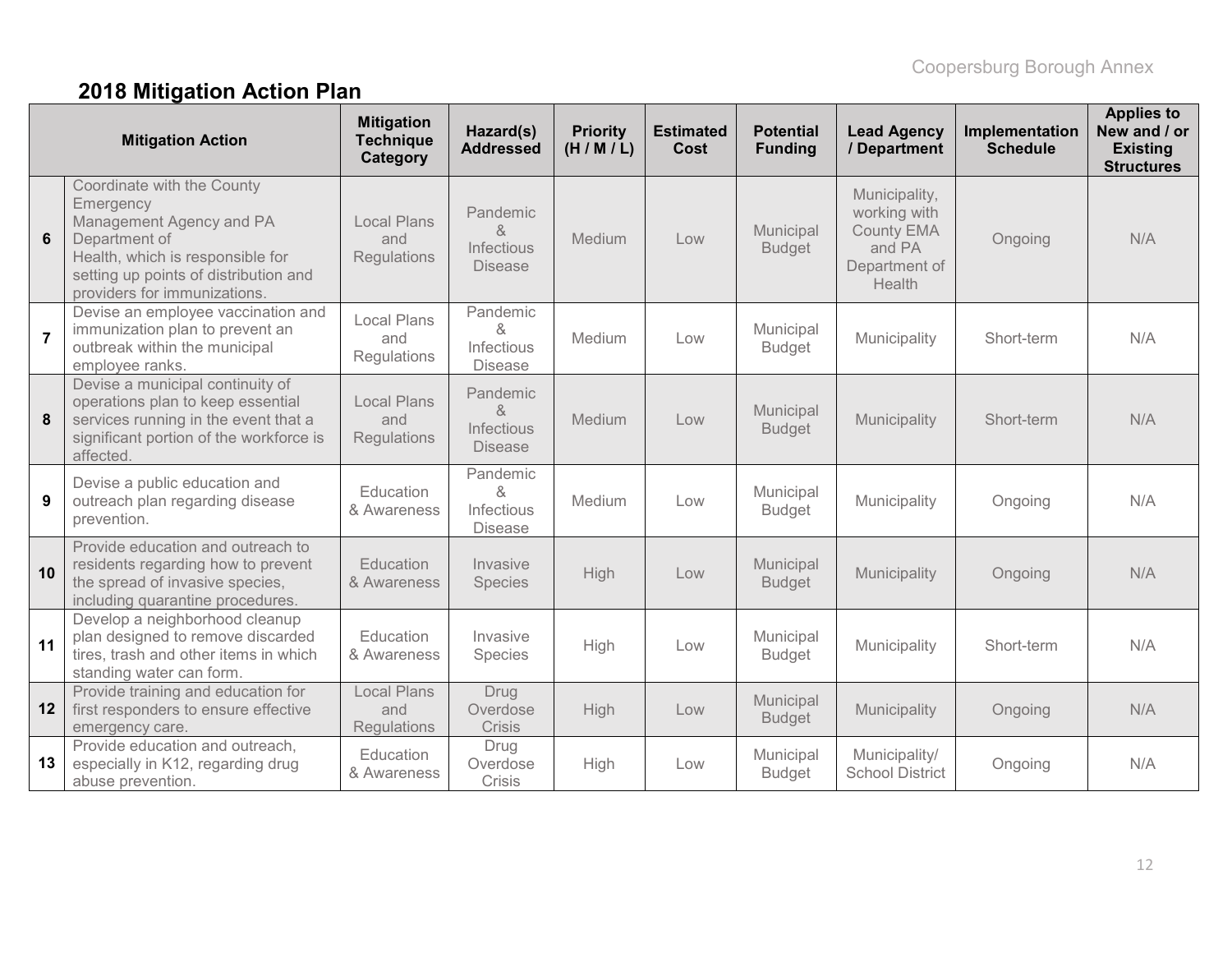## 2018 Mitigation Action Plan

| | Mitigation Action | Mitigation Technique Category | Hazard(s) Addressed | Priority (H / M / L) | Estimated Cost | Potential Funding | Lead Agency / Department | Implementation Schedule | Applies to New and / or Existing Structures |
|---|---|---|---|---|---|---|---|---|---|
| 6 | Coordinate with the County Emergency Management Agency and PA Department of Health, which is responsible for setting up points of distribution and providers for immunizations. | Local Plans and Regulations | Pandemic & Infectious Disease | Medium | Low | Municipal Budget | Municipality, working with County EMA and PA Department of Health | Ongoing | N/A |
| 7 | Devise an employee vaccination and immunization plan to prevent an outbreak within the municipal employee ranks. | Local Plans and Regulations | Pandemic & Infectious Disease | Medium | Low | Municipal Budget | Municipality | Short-term | N/A |
| 8 | Devise a municipal continuity of operations plan to keep essential services running in the event that a significant portion of the workforce is affected. | Local Plans and Regulations | Pandemic & Infectious Disease | Medium | Low | Municipal Budget | Municipality | Short-term | N/A |
| 9 | Devise a public education and outreach plan regarding disease prevention. | Education & Awareness | Pandemic & Infectious Disease | Medium | Low | Municipal Budget | Municipality | Ongoing | N/A |
| 10 | Provide education and outreach to residents regarding how to prevent the spread of invasive species, including quarantine procedures. | Education & Awareness | Invasive Species | High | Low | Municipal Budget | Municipality | Ongoing | N/A |
| 11 | Develop a neighborhood cleanup plan designed to remove discarded tires, trash and other items in which standing water can form. | Education & Awareness | Invasive Species | High | Low | Municipal Budget | Municipality | Short-term | N/A |
| 12 | Provide training and education for first responders to ensure effective emergency care. | Local Plans and Regulations | Drug Overdose Crisis | High | Low | Municipal Budget | Municipality | Ongoing | N/A |
| 13 | Provide education and outreach, especially in K12, regarding drug abuse prevention. | Education & Awareness | Drug Overdose Crisis | High | Low | Municipal Budget | Municipality/ School District | Ongoing | N/A |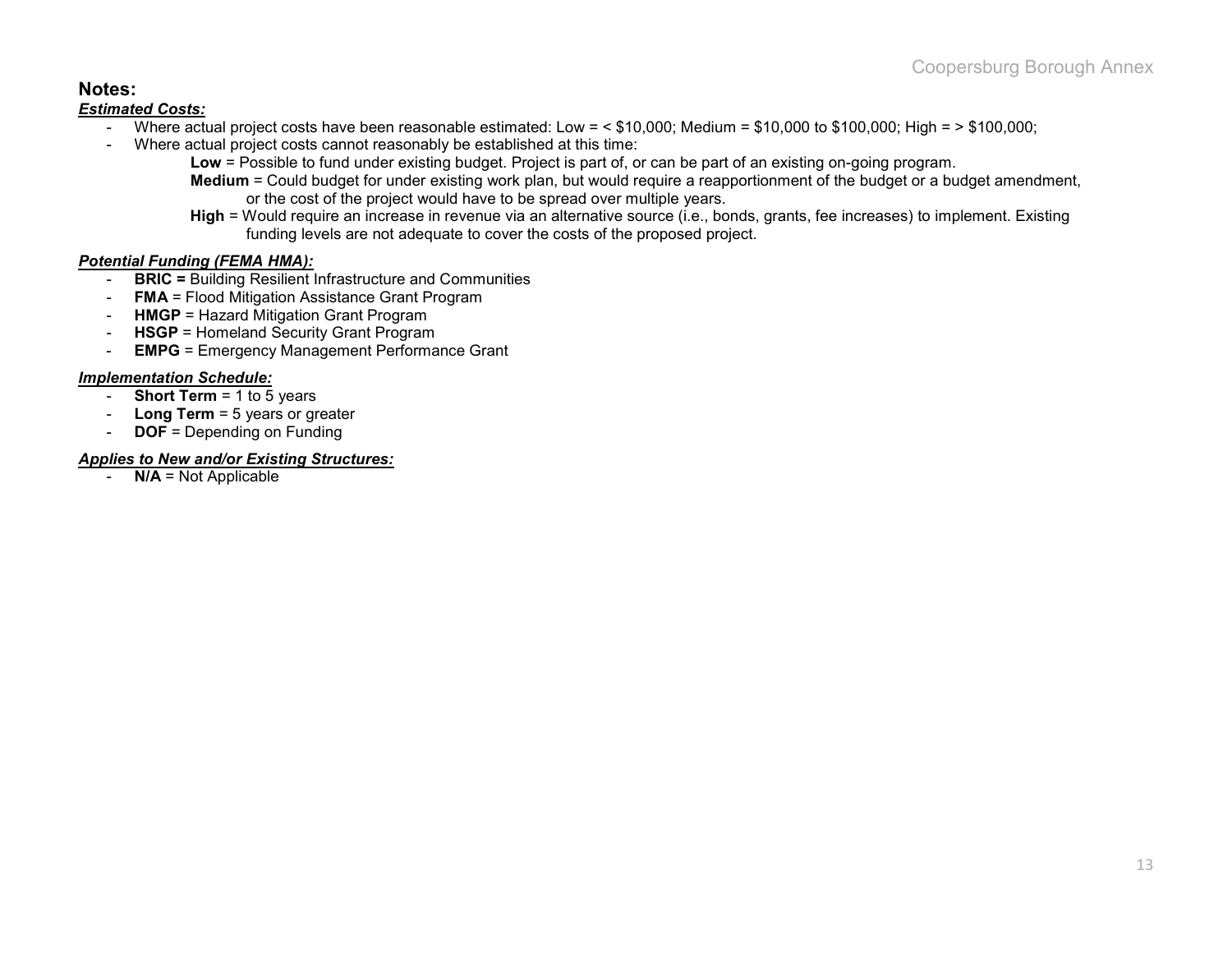## Notes:

***Estimated Costs:***

- Where actual project costs have been reasonable estimated: Low = < $10,000; Medium = $10,000 to $100,000; High = > $100,000;
- Where actual project costs cannot reasonably be established at this time:
  - **Low** = Possible to fund under existing budget. Project is part of, or can be part of an existing on-going program.
  - **Medium** = Could budget for under existing work plan, but would require a reapportionment of the budget or a budget amendment, or the cost of the project would have to be spread over multiple years.
  - **High** = Would require an increase in revenue via an alternative source (i.e., bonds, grants, fee increases) to implement. Existing funding levels are not adequate to cover the costs of the proposed project.

***Potential Funding (FEMA HMA):***

- **BRIC =** Building Resilient Infrastructure and Communities
- **FMA** = Flood Mitigation Assistance Grant Program
- **HMGP** = Hazard Mitigation Grant Program
- **HSGP** = Homeland Security Grant Program
- **EMPG** = Emergency Management Performance Grant

***Implementation Schedule:***

- **Short Term** = 1 to 5 years
- **Long Term** = 5 years or greater
- **DOF** = Depending on Funding

***Applies to New and/or Existing Structures:***

- **N/A** = Not Applicable